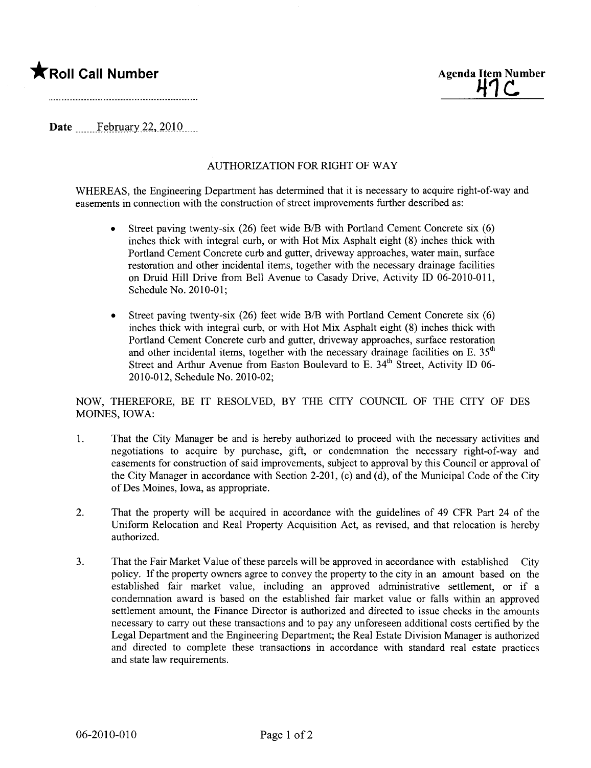★**Roll Call Number**

**Agenda Item Number**
47C

**Date** February 22, 2010

AUTHORIZATION FOR RIGHT OF WAY

WHEREAS, the Engineering Department has determined that it is necessary to acquire right-of-way and easements in connection with the construction of street improvements further described as:

- Street paving twenty-six (26) feet wide B/B with Portland Cement Concrete six (6) inches thick with integral curb, or with Hot Mix Asphalt eight (8) inches thick with Portland Cement Concrete curb and gutter, driveway approaches, water main, surface restoration and other incidental items, together with the necessary drainage facilities on Druid Hill Drive from Bell Avenue to Casady Drive, Activity ID 06-2010-011, Schedule No. 2010-01;

- Street paving twenty-six (26) feet wide B/B with Portland Cement Concrete six (6) inches thick with integral curb, or with Hot Mix Asphalt eight (8) inches thick with Portland Cement Concrete curb and gutter, driveway approaches, surface restoration and other incidental items, together with the necessary drainage facilities on E. 35th Street and Arthur Avenue from Easton Boulevard to E. 34th Street, Activity ID 06-2010-012, Schedule No. 2010-02;

NOW, THEREFORE, BE IT RESOLVED, BY THE CITY COUNCIL OF THE CITY OF DES MOINES, IOWA:

1. That the City Manager be and is hereby authorized to proceed with the necessary activities and negotiations to acquire by purchase, gift, or condemnation the necessary right-of-way and easements for construction of said improvements, subject to approval by this Council or approval of the City Manager in accordance with Section 2-201, (c) and (d), of the Municipal Code of the City of Des Moines, Iowa, as appropriate.

2. That the property will be acquired in accordance with the guidelines of 49 CFR Part 24 of the Uniform Relocation and Real Property Acquisition Act, as revised, and that relocation is hereby authorized.

3. That the Fair Market Value of these parcels will be approved in accordance with established City policy. If the property owners agree to convey the property to the city in an amount based on the established fair market value, including an approved administrative settlement, or if a condemnation award is based on the established fair market value or falls within an approved settlement amount, the Finance Director is authorized and directed to issue checks in the amounts necessary to carry out these transactions and to pay any unforeseen additional costs certified by the Legal Department and the Engineering Department; the Real Estate Division Manager is authorized and directed to complete these transactions in accordance with standard real estate practices and state law requirements.

06-2010-010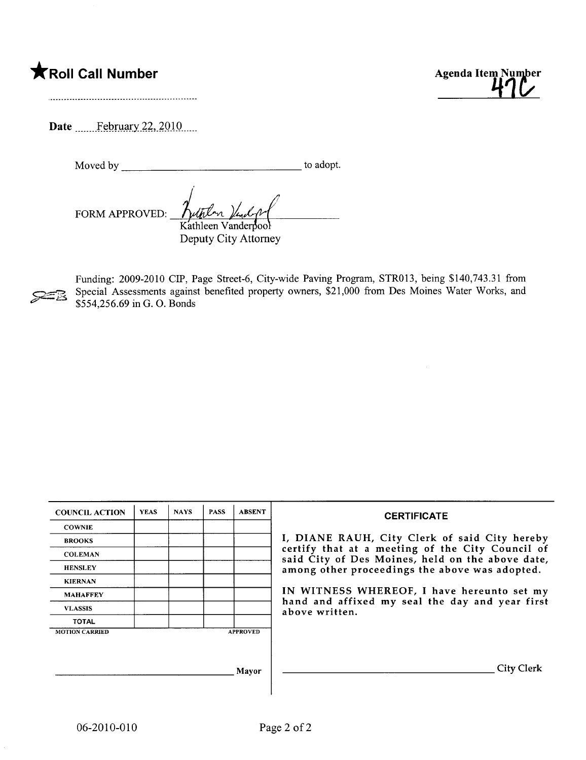**★Roll Call Number**

..............................................................

**Agenda Item Number**
**47C**

**Date** February 22, 2010

Moved by ________________________________ to adopt.

FORM APPROVED: Kathleen Vanderpool
Kathleen Vanderpool
Deputy City Attorney

Funding: 2009-2010 CIP, Page Street-6, City-wide Paving Program, STR013, being $140,743.31 from Special Assessments against benefited property owners, $21,000 from Des Moines Water Works, and $554,256.69 in G. O. Bonds

| COUNCIL ACTION | YEAS | NAYS | PASS | ABSENT |
| --- | --- | --- | --- | --- |
| COWNIE | | | | |
| BROOKS | | | | |
| COLEMAN | | | | |
| HENSLEY | | | | |
| KIERNAN | | | | |
| MAHAFFEY | | | | |
| VLASSIS | | | | |
| TOTAL | | | | |

MOTION CARRIED APPROVED

________________________________ Mayor

**CERTIFICATE**

I, DIANE RAUH, City Clerk of said City hereby certify that at a meeting of the City Council of said City of Des Moines, held on the above date, among other proceedings the above was adopted.

IN WITNESS WHEREOF, I have hereunto set my hand and affixed my seal the day and year first above written.

________________________________ City Clerk

06-2010-010